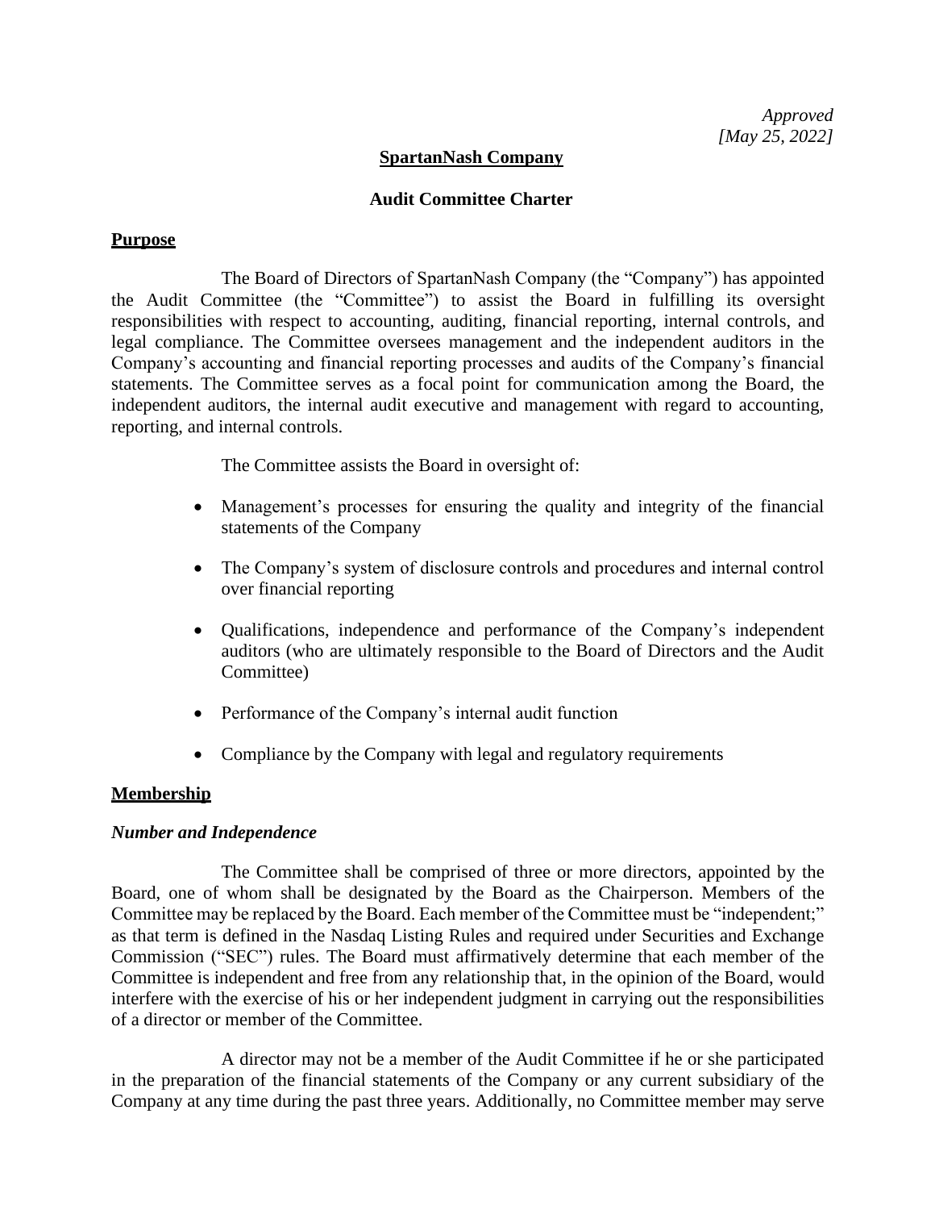*Approved*
*[May 25, 2022]*

**SpartanNash Company**

**Audit Committee Charter**

## Purpose

The Board of Directors of SpartanNash Company (the "Company") has appointed the Audit Committee (the "Committee") to assist the Board in fulfilling its oversight responsibilities with respect to accounting, auditing, financial reporting, internal controls, and legal compliance. The Committee oversees management and the independent auditors in the Company's accounting and financial reporting processes and audits of the Company's financial statements. The Committee serves as a focal point for communication among the Board, the independent auditors, the internal audit executive and management with regard to accounting, reporting, and internal controls.

The Committee assists the Board in oversight of:

- Management's processes for ensuring the quality and integrity of the financial statements of the Company
- The Company's system of disclosure controls and procedures and internal control over financial reporting
- Qualifications, independence and performance of the Company's independent auditors (who are ultimately responsible to the Board of Directors and the Audit Committee)
- Performance of the Company's internal audit function
- Compliance by the Company with legal and regulatory requirements

## Membership

### *Number and Independence*

The Committee shall be comprised of three or more directors, appointed by the Board, one of whom shall be designated by the Board as the Chairperson. Members of the Committee may be replaced by the Board. Each member of the Committee must be "independent;" as that term is defined in the Nasdaq Listing Rules and required under Securities and Exchange Commission ("SEC") rules. The Board must affirmatively determine that each member of the Committee is independent and free from any relationship that, in the opinion of the Board, would interfere with the exercise of his or her independent judgment in carrying out the responsibilities of a director or member of the Committee.

A director may not be a member of the Audit Committee if he or she participated in the preparation of the financial statements of the Company or any current subsidiary of the Company at any time during the past three years. Additionally, no Committee member may serve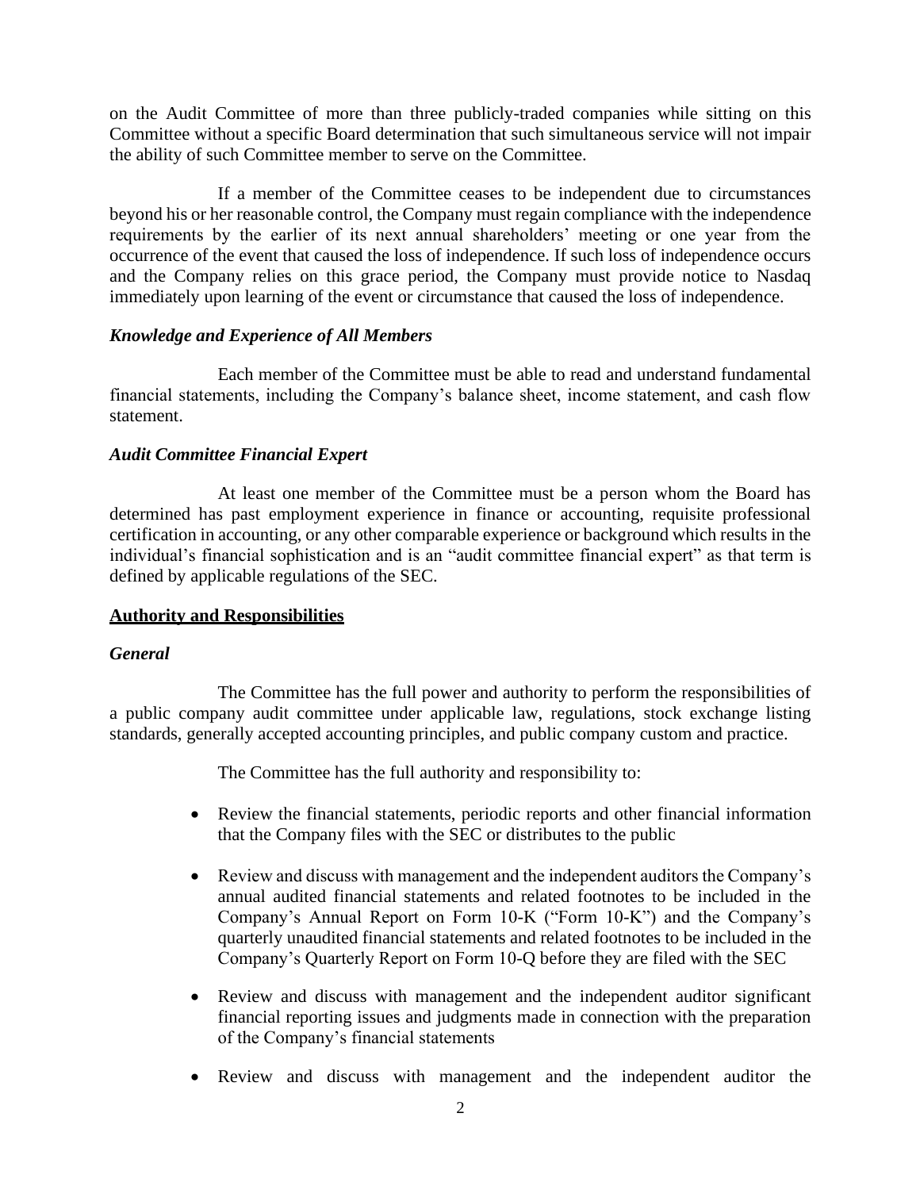on the Audit Committee of more than three publicly-traded companies while sitting on this Committee without a specific Board determination that such simultaneous service will not impair the ability of such Committee member to serve on the Committee.

If a member of the Committee ceases to be independent due to circumstances beyond his or her reasonable control, the Company must regain compliance with the independence requirements by the earlier of its next annual shareholders' meeting or one year from the occurrence of the event that caused the loss of independence. If such loss of independence occurs and the Company relies on this grace period, the Company must provide notice to Nasdaq immediately upon learning of the event or circumstance that caused the loss of independence.

***Knowledge and Experience of All Members***

Each member of the Committee must be able to read and understand fundamental financial statements, including the Company's balance sheet, income statement, and cash flow statement.

***Audit Committee Financial Expert***

At least one member of the Committee must be a person whom the Board has determined has past employment experience in finance or accounting, requisite professional certification in accounting, or any other comparable experience or background which results in the individual's financial sophistication and is an "audit committee financial expert" as that term is defined by applicable regulations of the SEC.

## Authority and Responsibilities

***General***

The Committee has the full power and authority to perform the responsibilities of a public company audit committee under applicable law, regulations, stock exchange listing standards, generally accepted accounting principles, and public company custom and practice.

The Committee has the full authority and responsibility to:

- Review the financial statements, periodic reports and other financial information that the Company files with the SEC or distributes to the public
- Review and discuss with management and the independent auditors the Company's annual audited financial statements and related footnotes to be included in the Company's Annual Report on Form 10-K ("Form 10-K") and the Company's quarterly unaudited financial statements and related footnotes to be included in the Company's Quarterly Report on Form 10-Q before they are filed with the SEC
- Review and discuss with management and the independent auditor significant financial reporting issues and judgments made in connection with the preparation of the Company's financial statements
- Review and discuss with management and the independent auditor the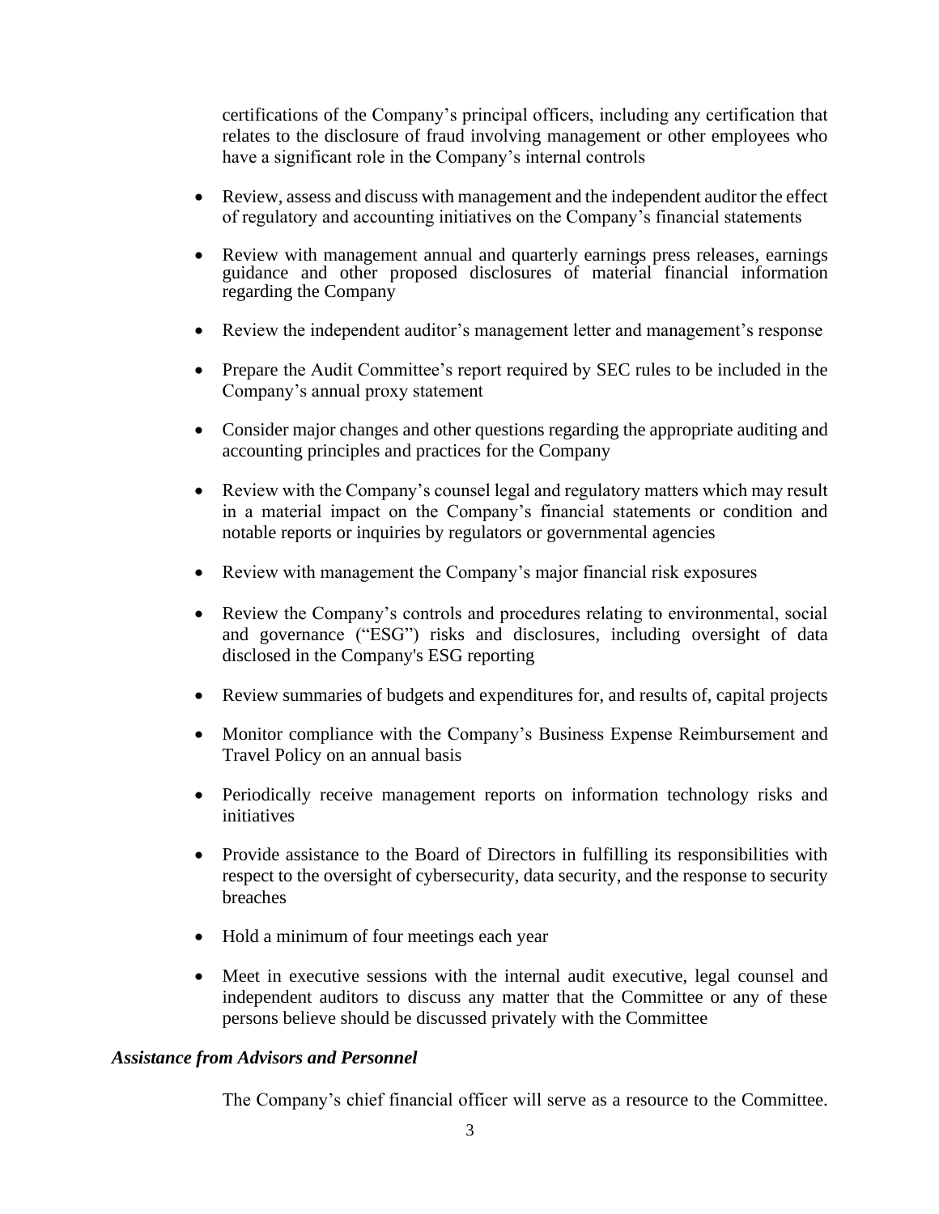certifications of the Company's principal officers, including any certification that relates to the disclosure of fraud involving management or other employees who have a significant role in the Company's internal controls

- Review, assess and discuss with management and the independent auditor the effect of regulatory and accounting initiatives on the Company's financial statements
- Review with management annual and quarterly earnings press releases, earnings guidance and other proposed disclosures of material financial information regarding the Company
- Review the independent auditor's management letter and management's response
- Prepare the Audit Committee's report required by SEC rules to be included in the Company's annual proxy statement
- Consider major changes and other questions regarding the appropriate auditing and accounting principles and practices for the Company
- Review with the Company's counsel legal and regulatory matters which may result in a material impact on the Company's financial statements or condition and notable reports or inquiries by regulators or governmental agencies
- Review with management the Company's major financial risk exposures
- Review the Company's controls and procedures relating to environmental, social and governance ("ESG") risks and disclosures, including oversight of data disclosed in the Company's ESG reporting
- Review summaries of budgets and expenditures for, and results of, capital projects
- Monitor compliance with the Company's Business Expense Reimbursement and Travel Policy on an annual basis
- Periodically receive management reports on information technology risks and initiatives
- Provide assistance to the Board of Directors in fulfilling its responsibilities with respect to the oversight of cybersecurity, data security, and the response to security breaches
- Hold a minimum of four meetings each year
- Meet in executive sessions with the internal audit executive, legal counsel and independent auditors to discuss any matter that the Committee or any of these persons believe should be discussed privately with the Committee

***Assistance from Advisors and Personnel***

The Company's chief financial officer will serve as a resource to the Committee.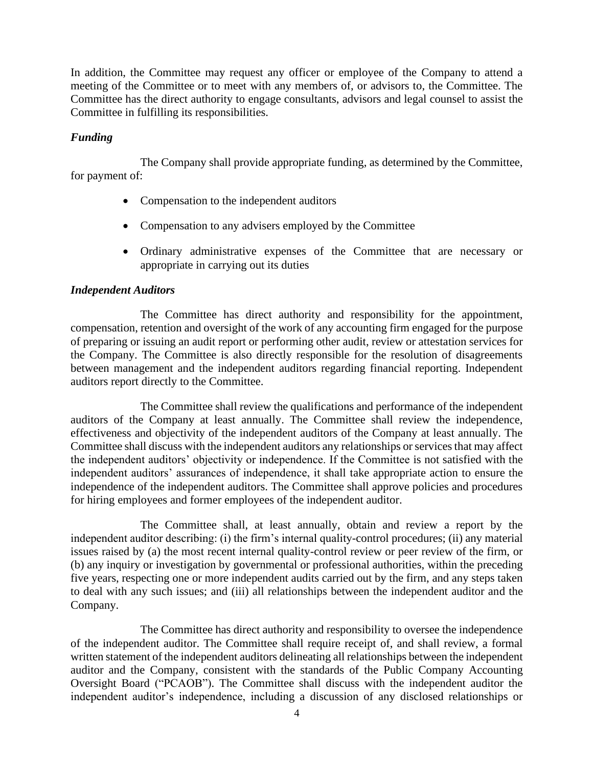In addition, the Committee may request any officer or employee of the Company to attend a meeting of the Committee or to meet with any members of, or advisors to, the Committee. The Committee has the direct authority to engage consultants, advisors and legal counsel to assist the Committee in fulfilling its responsibilities.

***Funding***

The Company shall provide appropriate funding, as determined by the Committee, for payment of:

- Compensation to the independent auditors
- Compensation to any advisers employed by the Committee
- Ordinary administrative expenses of the Committee that are necessary or appropriate in carrying out its duties

***Independent Auditors***

The Committee has direct authority and responsibility for the appointment, compensation, retention and oversight of the work of any accounting firm engaged for the purpose of preparing or issuing an audit report or performing other audit, review or attestation services for the Company. The Committee is also directly responsible for the resolution of disagreements between management and the independent auditors regarding financial reporting. Independent auditors report directly to the Committee.

The Committee shall review the qualifications and performance of the independent auditors of the Company at least annually. The Committee shall review the independence, effectiveness and objectivity of the independent auditors of the Company at least annually. The Committee shall discuss with the independent auditors any relationships or services that may affect the independent auditors' objectivity or independence. If the Committee is not satisfied with the independent auditors' assurances of independence, it shall take appropriate action to ensure the independence of the independent auditors. The Committee shall approve policies and procedures for hiring employees and former employees of the independent auditor.

The Committee shall, at least annually, obtain and review a report by the independent auditor describing: (i) the firm's internal quality-control procedures; (ii) any material issues raised by (a) the most recent internal quality-control review or peer review of the firm, or (b) any inquiry or investigation by governmental or professional authorities, within the preceding five years, respecting one or more independent audits carried out by the firm, and any steps taken to deal with any such issues; and (iii) all relationships between the independent auditor and the Company.

The Committee has direct authority and responsibility to oversee the independence of the independent auditor. The Committee shall require receipt of, and shall review, a formal written statement of the independent auditors delineating all relationships between the independent auditor and the Company, consistent with the standards of the Public Company Accounting Oversight Board ("PCAOB"). The Committee shall discuss with the independent auditor the independent auditor's independence, including a discussion of any disclosed relationships or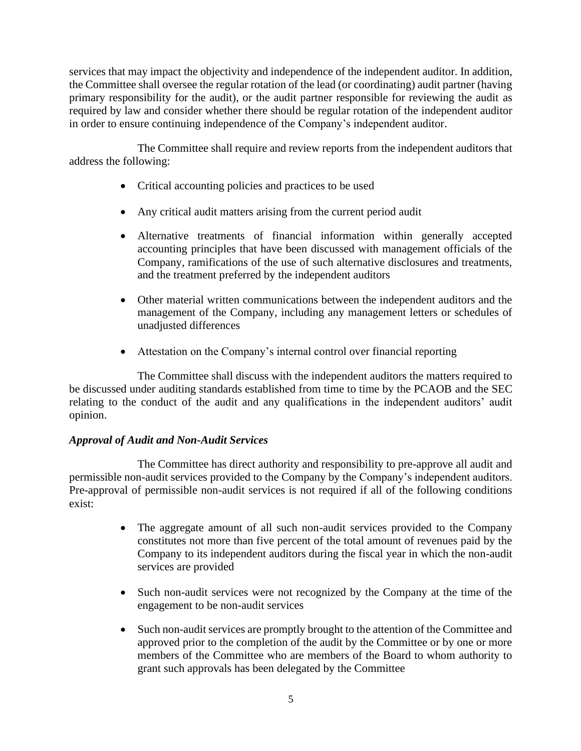services that may impact the objectivity and independence of the independent auditor. In addition, the Committee shall oversee the regular rotation of the lead (or coordinating) audit partner (having primary responsibility for the audit), or the audit partner responsible for reviewing the audit as required by law and consider whether there should be regular rotation of the independent auditor in order to ensure continuing independence of the Company's independent auditor.

The Committee shall require and review reports from the independent auditors that address the following:

- Critical accounting policies and practices to be used
- Any critical audit matters arising from the current period audit
- Alternative treatments of financial information within generally accepted accounting principles that have been discussed with management officials of the Company, ramifications of the use of such alternative disclosures and treatments, and the treatment preferred by the independent auditors
- Other material written communications between the independent auditors and the management of the Company, including any management letters or schedules of unadjusted differences
- Attestation on the Company's internal control over financial reporting

The Committee shall discuss with the independent auditors the matters required to be discussed under auditing standards established from time to time by the PCAOB and the SEC relating to the conduct of the audit and any qualifications in the independent auditors' audit opinion.

***Approval of Audit and Non-Audit Services***

The Committee has direct authority and responsibility to pre-approve all audit and permissible non-audit services provided to the Company by the Company's independent auditors. Pre-approval of permissible non-audit services is not required if all of the following conditions exist:

- The aggregate amount of all such non-audit services provided to the Company constitutes not more than five percent of the total amount of revenues paid by the Company to its independent auditors during the fiscal year in which the non-audit services are provided
- Such non-audit services were not recognized by the Company at the time of the engagement to be non-audit services
- Such non-audit services are promptly brought to the attention of the Committee and approved prior to the completion of the audit by the Committee or by one or more members of the Committee who are members of the Board to whom authority to grant such approvals has been delegated by the Committee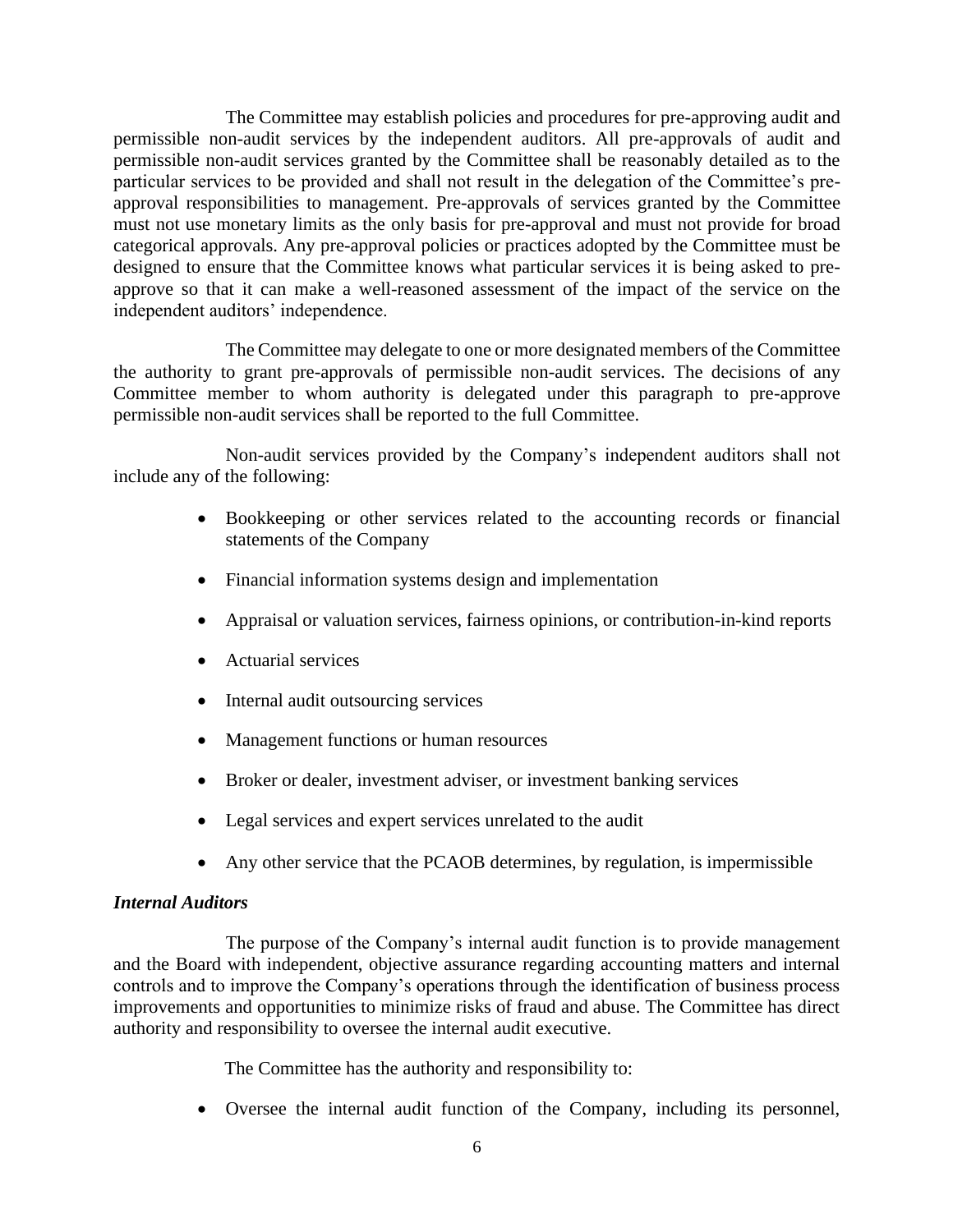The Committee may establish policies and procedures for pre-approving audit and permissible non-audit services by the independent auditors. All pre-approvals of audit and permissible non-audit services granted by the Committee shall be reasonably detailed as to the particular services to be provided and shall not result in the delegation of the Committee's pre-approval responsibilities to management. Pre-approvals of services granted by the Committee must not use monetary limits as the only basis for pre-approval and must not provide for broad categorical approvals. Any pre-approval policies or practices adopted by the Committee must be designed to ensure that the Committee knows what particular services it is being asked to pre-approve so that it can make a well-reasoned assessment of the impact of the service on the independent auditors' independence.

The Committee may delegate to one or more designated members of the Committee the authority to grant pre-approvals of permissible non-audit services. The decisions of any Committee member to whom authority is delegated under this paragraph to pre-approve permissible non-audit services shall be reported to the full Committee.

Non-audit services provided by the Company's independent auditors shall not include any of the following:

- Bookkeeping or other services related to the accounting records or financial statements of the Company
- Financial information systems design and implementation
- Appraisal or valuation services, fairness opinions, or contribution-in-kind reports
- Actuarial services
- Internal audit outsourcing services
- Management functions or human resources
- Broker or dealer, investment adviser, or investment banking services
- Legal services and expert services unrelated to the audit
- Any other service that the PCAOB determines, by regulation, is impermissible

***Internal Auditors***

The purpose of the Company's internal audit function is to provide management and the Board with independent, objective assurance regarding accounting matters and internal controls and to improve the Company's operations through the identification of business process improvements and opportunities to minimize risks of fraud and abuse. The Committee has direct authority and responsibility to oversee the internal audit executive.

The Committee has the authority and responsibility to:

- Oversee the internal audit function of the Company, including its personnel,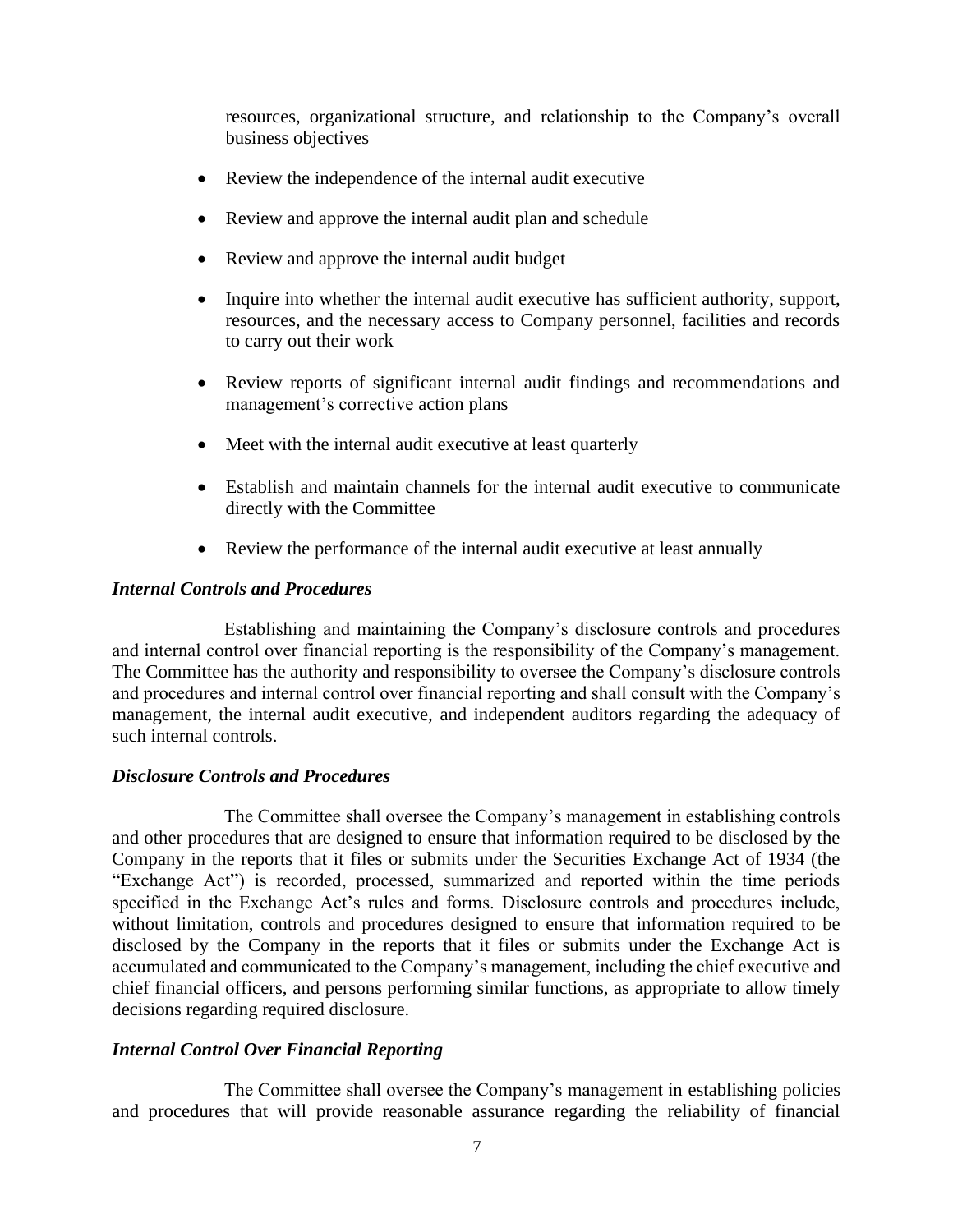resources, organizational structure, and relationship to the Company's overall business objectives

- Review the independence of the internal audit executive
- Review and approve the internal audit plan and schedule
- Review and approve the internal audit budget
- Inquire into whether the internal audit executive has sufficient authority, support, resources, and the necessary access to Company personnel, facilities and records to carry out their work
- Review reports of significant internal audit findings and recommendations and management's corrective action plans
- Meet with the internal audit executive at least quarterly
- Establish and maintain channels for the internal audit executive to communicate directly with the Committee
- Review the performance of the internal audit executive at least annually

***Internal Controls and Procedures***

Establishing and maintaining the Company's disclosure controls and procedures and internal control over financial reporting is the responsibility of the Company's management. The Committee has the authority and responsibility to oversee the Company's disclosure controls and procedures and internal control over financial reporting and shall consult with the Company's management, the internal audit executive, and independent auditors regarding the adequacy of such internal controls.

***Disclosure Controls and Procedures***

The Committee shall oversee the Company's management in establishing controls and other procedures that are designed to ensure that information required to be disclosed by the Company in the reports that it files or submits under the Securities Exchange Act of 1934 (the "Exchange Act") is recorded, processed, summarized and reported within the time periods specified in the Exchange Act's rules and forms. Disclosure controls and procedures include, without limitation, controls and procedures designed to ensure that information required to be disclosed by the Company in the reports that it files or submits under the Exchange Act is accumulated and communicated to the Company's management, including the chief executive and chief financial officers, and persons performing similar functions, as appropriate to allow timely decisions regarding required disclosure.

***Internal Control Over Financial Reporting***

The Committee shall oversee the Company's management in establishing policies and procedures that will provide reasonable assurance regarding the reliability of financial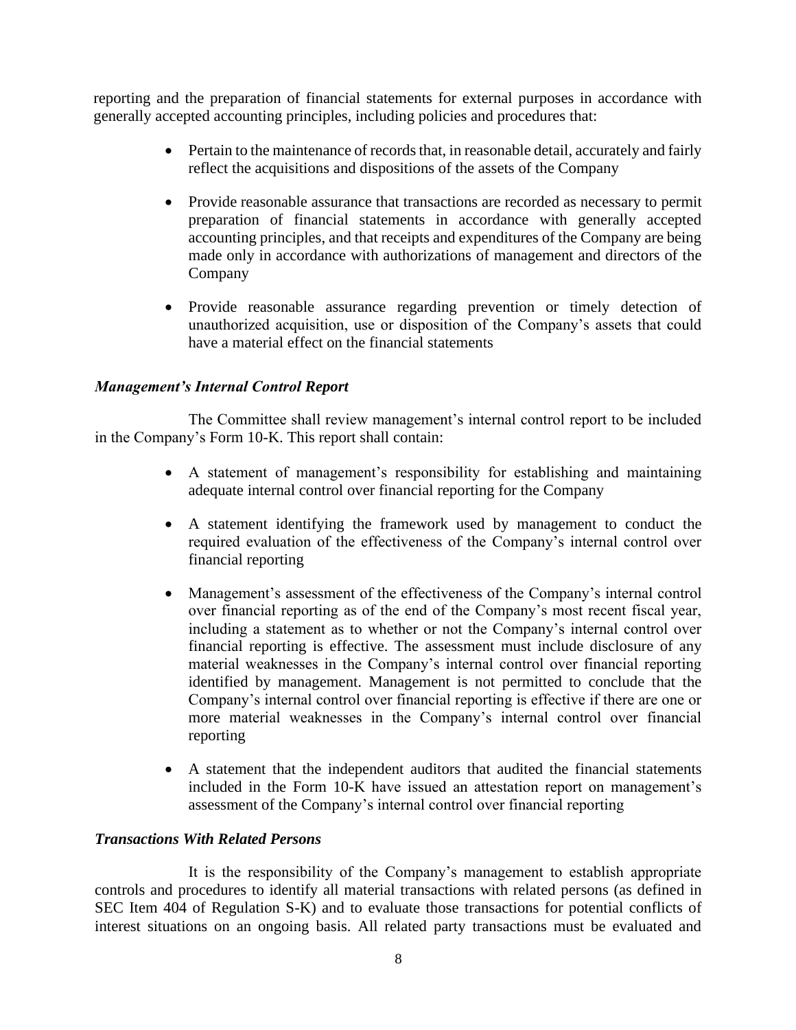reporting and the preparation of financial statements for external purposes in accordance with generally accepted accounting principles, including policies and procedures that:

- Pertain to the maintenance of records that, in reasonable detail, accurately and fairly reflect the acquisitions and dispositions of the assets of the Company
- Provide reasonable assurance that transactions are recorded as necessary to permit preparation of financial statements in accordance with generally accepted accounting principles, and that receipts and expenditures of the Company are being made only in accordance with authorizations of management and directors of the Company
- Provide reasonable assurance regarding prevention or timely detection of unauthorized acquisition, use or disposition of the Company's assets that could have a material effect on the financial statements

### *Management's Internal Control Report*

The Committee shall review management's internal control report to be included in the Company's Form 10-K. This report shall contain:

- A statement of management's responsibility for establishing and maintaining adequate internal control over financial reporting for the Company
- A statement identifying the framework used by management to conduct the required evaluation of the effectiveness of the Company's internal control over financial reporting
- Management's assessment of the effectiveness of the Company's internal control over financial reporting as of the end of the Company's most recent fiscal year, including a statement as to whether or not the Company's internal control over financial reporting is effective. The assessment must include disclosure of any material weaknesses in the Company's internal control over financial reporting identified by management. Management is not permitted to conclude that the Company's internal control over financial reporting is effective if there are one or more material weaknesses in the Company's internal control over financial reporting
- A statement that the independent auditors that audited the financial statements included in the Form 10-K have issued an attestation report on management's assessment of the Company's internal control over financial reporting

### *Transactions With Related Persons*

It is the responsibility of the Company's management to establish appropriate controls and procedures to identify all material transactions with related persons (as defined in SEC Item 404 of Regulation S-K) and to evaluate those transactions for potential conflicts of interest situations on an ongoing basis. All related party transactions must be evaluated and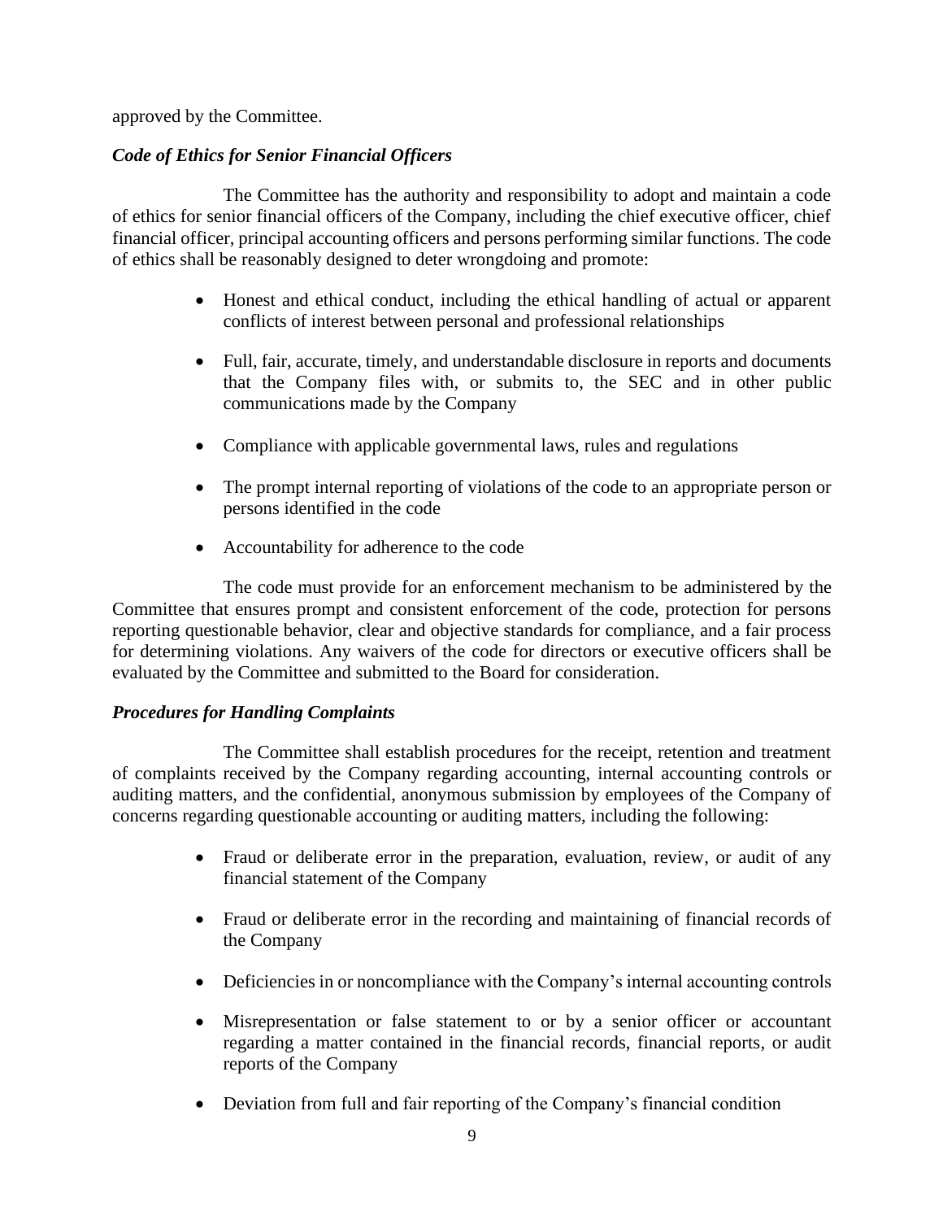approved by the Committee.

### *Code of Ethics for Senior Financial Officers*

The Committee has the authority and responsibility to adopt and maintain a code of ethics for senior financial officers of the Company, including the chief executive officer, chief financial officer, principal accounting officers and persons performing similar functions. The code of ethics shall be reasonably designed to deter wrongdoing and promote:

- Honest and ethical conduct, including the ethical handling of actual or apparent conflicts of interest between personal and professional relationships
- Full, fair, accurate, timely, and understandable disclosure in reports and documents that the Company files with, or submits to, the SEC and in other public communications made by the Company
- Compliance with applicable governmental laws, rules and regulations
- The prompt internal reporting of violations of the code to an appropriate person or persons identified in the code
- Accountability for adherence to the code

The code must provide for an enforcement mechanism to be administered by the Committee that ensures prompt and consistent enforcement of the code, protection for persons reporting questionable behavior, clear and objective standards for compliance, and a fair process for determining violations. Any waivers of the code for directors or executive officers shall be evaluated by the Committee and submitted to the Board for consideration.

### *Procedures for Handling Complaints*

The Committee shall establish procedures for the receipt, retention and treatment of complaints received by the Company regarding accounting, internal accounting controls or auditing matters, and the confidential, anonymous submission by employees of the Company of concerns regarding questionable accounting or auditing matters, including the following:

- Fraud or deliberate error in the preparation, evaluation, review, or audit of any financial statement of the Company
- Fraud or deliberate error in the recording and maintaining of financial records of the Company
- Deficiencies in or noncompliance with the Company's internal accounting controls
- Misrepresentation or false statement to or by a senior officer or accountant regarding a matter contained in the financial records, financial reports, or audit reports of the Company
- Deviation from full and fair reporting of the Company's financial condition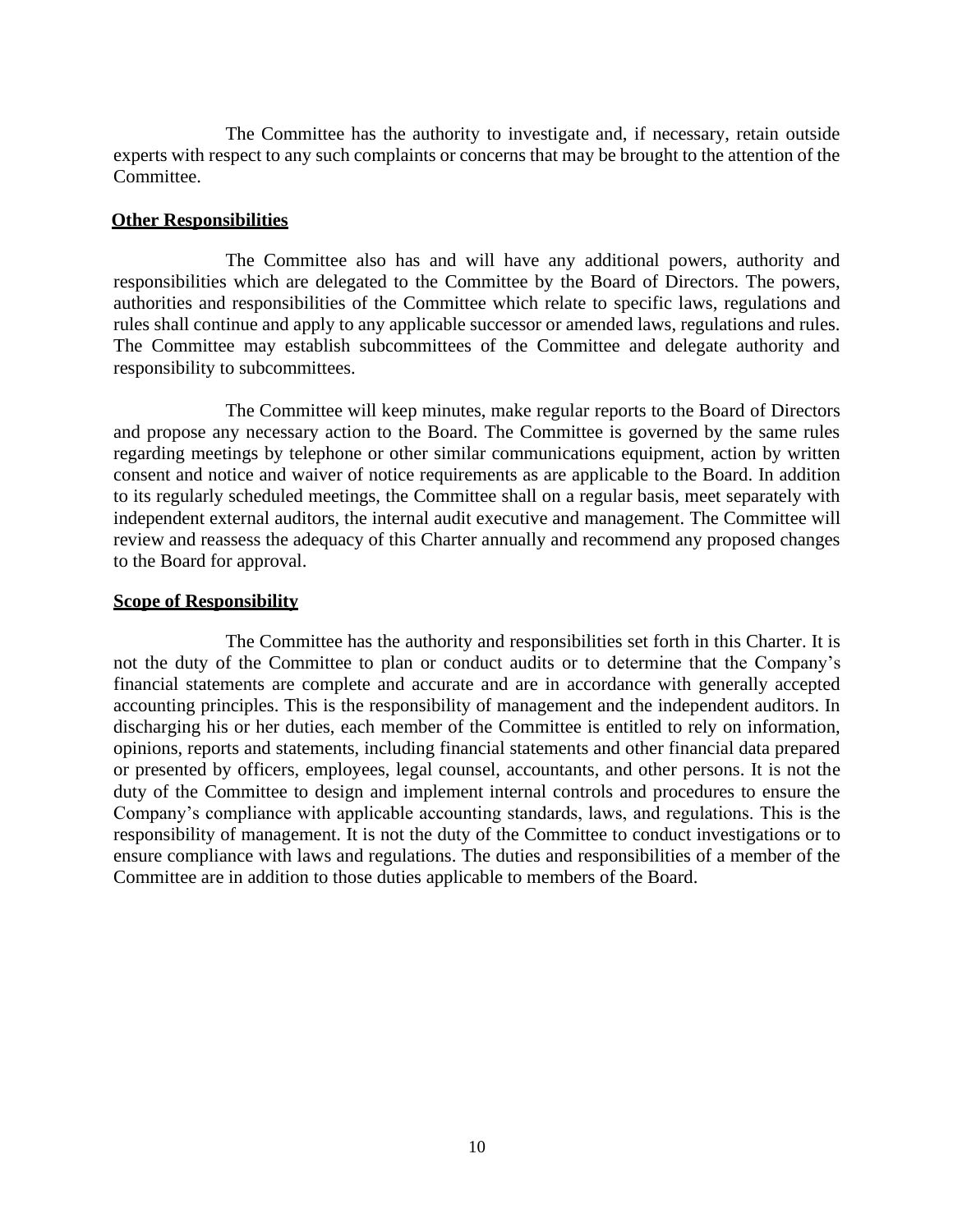The Committee has the authority to investigate and, if necessary, retain outside experts with respect to any such complaints or concerns that may be brought to the attention of the Committee.

**Other Responsibilities**

The Committee also has and will have any additional powers, authority and responsibilities which are delegated to the Committee by the Board of Directors. The powers, authorities and responsibilities of the Committee which relate to specific laws, regulations and rules shall continue and apply to any applicable successor or amended laws, regulations and rules. The Committee may establish subcommittees of the Committee and delegate authority and responsibility to subcommittees.

The Committee will keep minutes, make regular reports to the Board of Directors and propose any necessary action to the Board. The Committee is governed by the same rules regarding meetings by telephone or other similar communications equipment, action by written consent and notice and waiver of notice requirements as are applicable to the Board. In addition to its regularly scheduled meetings, the Committee shall on a regular basis, meet separately with independent external auditors, the internal audit executive and management. The Committee will review and reassess the adequacy of this Charter annually and recommend any proposed changes to the Board for approval.

**Scope of Responsibility**

The Committee has the authority and responsibilities set forth in this Charter. It is not the duty of the Committee to plan or conduct audits or to determine that the Company's financial statements are complete and accurate and are in accordance with generally accepted accounting principles. This is the responsibility of management and the independent auditors. In discharging his or her duties, each member of the Committee is entitled to rely on information, opinions, reports and statements, including financial statements and other financial data prepared or presented by officers, employees, legal counsel, accountants, and other persons. It is not the duty of the Committee to design and implement internal controls and procedures to ensure the Company's compliance with applicable accounting standards, laws, and regulations. This is the responsibility of management. It is not the duty of the Committee to conduct investigations or to ensure compliance with laws and regulations. The duties and responsibilities of a member of the Committee are in addition to those duties applicable to members of the Board.